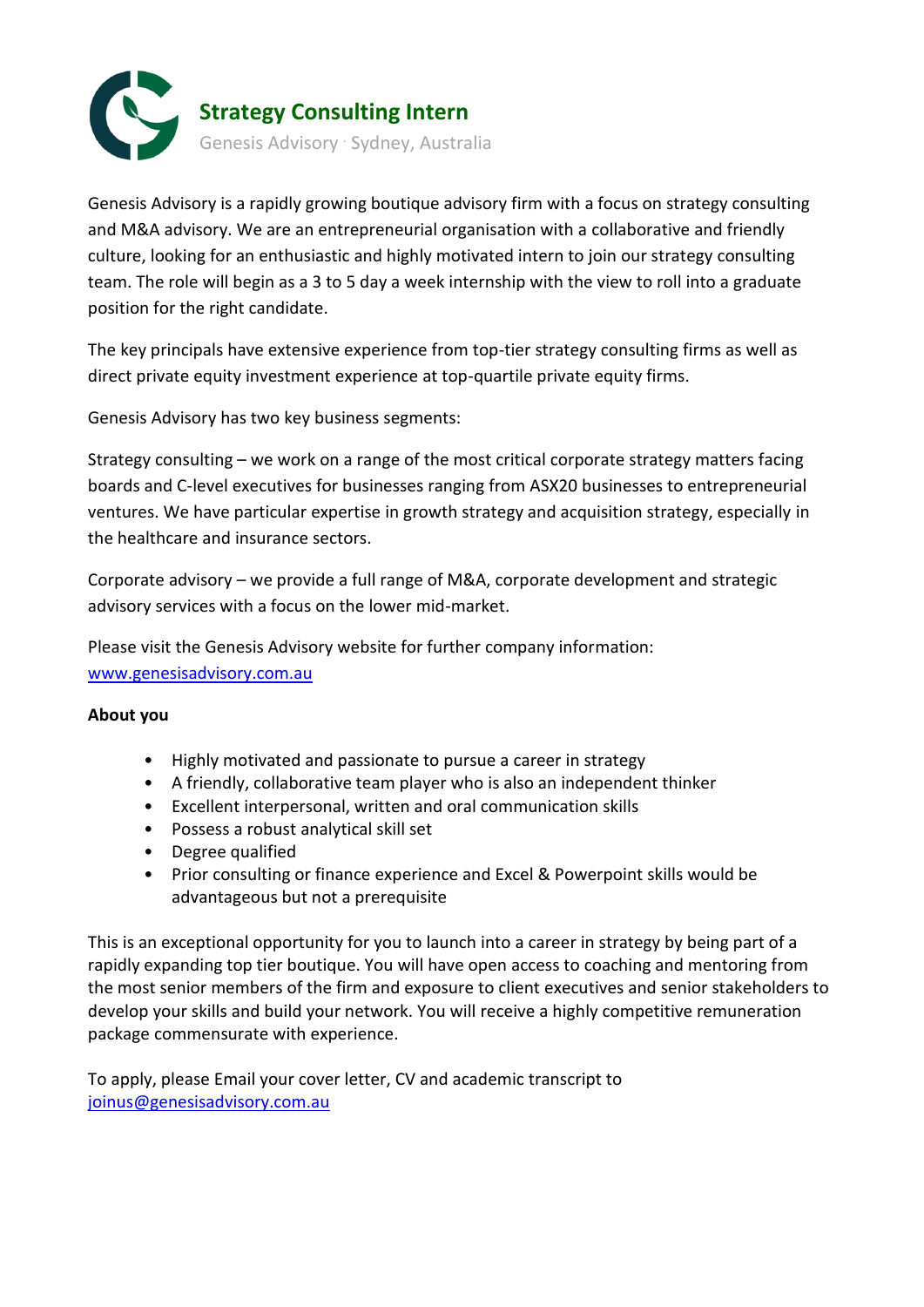# Strategy Consulting Intern

Genesis Advisory · Sydney, Australia

Genesis Advisory is a rapidly growing boutique advisory firm with a focus on strategy consulting and M&A advisory. We are an entrepreneurial organisation with a collaborative and friendly culture, looking for an enthusiastic and highly motivated intern to join our strategy consulting team. The role will begin as a 3 to 5 day a week internship with the view to roll into a graduate position for the right candidate.

The key principals have extensive experience from top-tier strategy consulting firms as well as direct private equity investment experience at top-quartile private equity firms.

Genesis Advisory has two key business segments:

Strategy consulting – we work on a range of the most critical corporate strategy matters facing boards and C-level executives for businesses ranging from ASX20 businesses to entrepreneurial ventures. We have particular expertise in growth strategy and acquisition strategy, especially in the healthcare and insurance sectors.

Corporate advisory – we provide a full range of M&A, corporate development and strategic advisory services with a focus on the lower mid-market.

Please visit the Genesis Advisory website for further company information: [www.genesisadvisory.com.au](http://www.genesisadvisory.com.au)

**About you**

- Highly motivated and passionate to pursue a career in strategy
- A friendly, collaborative team player who is also an independent thinker
- Excellent interpersonal, written and oral communication skills
- Possess a robust analytical skill set
- Degree qualified
- Prior consulting or finance experience and Excel & Powerpoint skills would be advantageous but not a prerequisite

This is an exceptional opportunity for you to launch into a career in strategy by being part of a rapidly expanding top tier boutique. You will have open access to coaching and mentoring from the most senior members of the firm and exposure to client executives and senior stakeholders to develop your skills and build your network. You will receive a highly competitive remuneration package commensurate with experience.

To apply, please Email your cover letter, CV and academic transcript to [joinus@genesisadvisory.com.au](mailto:joinus@genesisadvisory.com.au)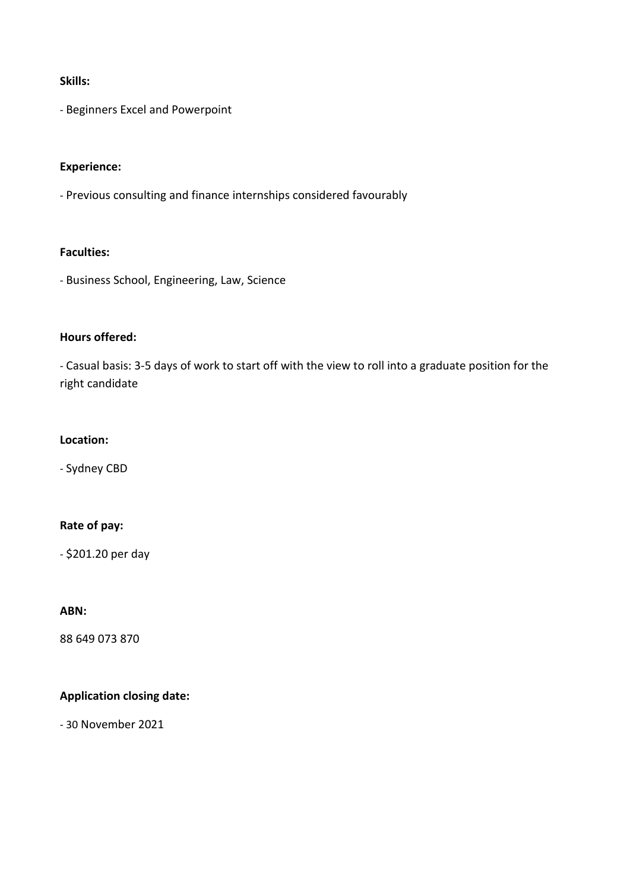**Skills:**

- Beginners Excel and Powerpoint

**Experience:**

- Previous consulting and finance internships considered favourably

**Faculties:**

- Business School, Engineering, Law, Science

**Hours offered:**

- Casual basis: 3-5 days of work to start off with the view to roll into a graduate position for the right candidate

**Location:**

- Sydney CBD

**Rate of pay:**

- $201.20 per day

**ABN:**

88 649 073 870

**Application closing date:**

- 30 November 2021